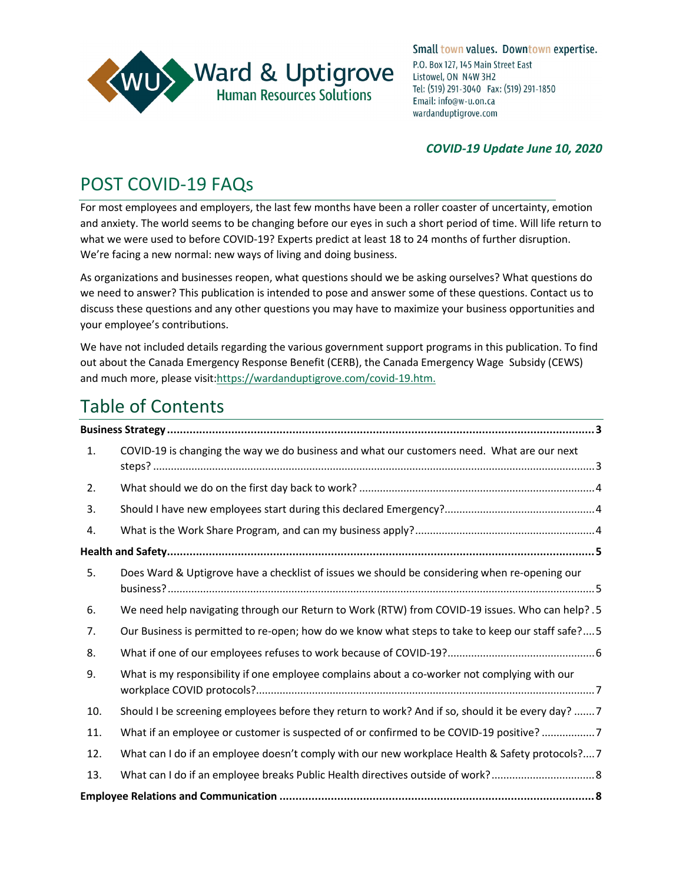Ward & Uptigrove
Human Resources Solutions

Small town values. Downtown expertise.
P.O. Box 127, 145 Main Street East
Listowel, ON N4W 3H2
Tel: (519) 291-3040 Fax: (519) 291-1850
Email: info@w-u.on.ca
wardanduptigrove.com

***COVID-19 Update June 10, 2020***

# POST COVID-19 FAQs

For most employees and employers, the last few months have been a roller coaster of uncertainty, emotion and anxiety. The world seems to be changing before our eyes in such a short period of time. Will life return to what we were used to before COVID-19? Experts predict at least 18 to 24 months of further disruption. We're facing a new normal: new ways of living and doing business.

As organizations and businesses reopen, what questions should we be asking ourselves? What questions do we need to answer? This publication is intended to pose and answer some of these questions. Contact us to discuss these questions and any other questions you may have to maximize your business opportunities and your employee's contributions.

We have not included details regarding the various government support programs in this publication. To find out about the Canada Emergency Response Benefit (CERB), the Canada Emergency Wage Subsidy (CEWS) and much more, please visit:https://wardanduptigrove.com/covid-19.htm.

# Table of Contents

**Business Strategy** ..... **3**

1. COVID-19 is changing the way we do business and what our customers need. What are our next steps? ..... 3
2. What should we do on the first day back to work? ..... 4
3. Should I have new employees start during this declared Emergency? ..... 4
4. What is the Work Share Program, and can my business apply? ..... 4

**Health and Safety** ..... **5**

5. Does Ward & Uptigrove have a checklist of issues we should be considering when re-opening our business? ..... 5
6. We need help navigating through our Return to Work (RTW) from COVID-19 issues. Who can help? . 5
7. Our Business is permitted to re-open; how do we know what steps to take to keep our staff safe? ..... 5
8. What if one of our employees refuses to work because of COVID-19? ..... 6
9. What is my responsibility if one employee complains about a co-worker not complying with our workplace COVID protocols? ..... 7
10. Should I be screening employees before they return to work? And if so, should it be every day? ..... 7
11. What if an employee or customer is suspected of or confirmed to be COVID-19 positive? ..... 7
12. What can I do if an employee doesn't comply with our new workplace Health & Safety protocols? ..... 7
13. What can I do if an employee breaks Public Health directives outside of work? ..... 8

**Employee Relations and Communication** ..... **8**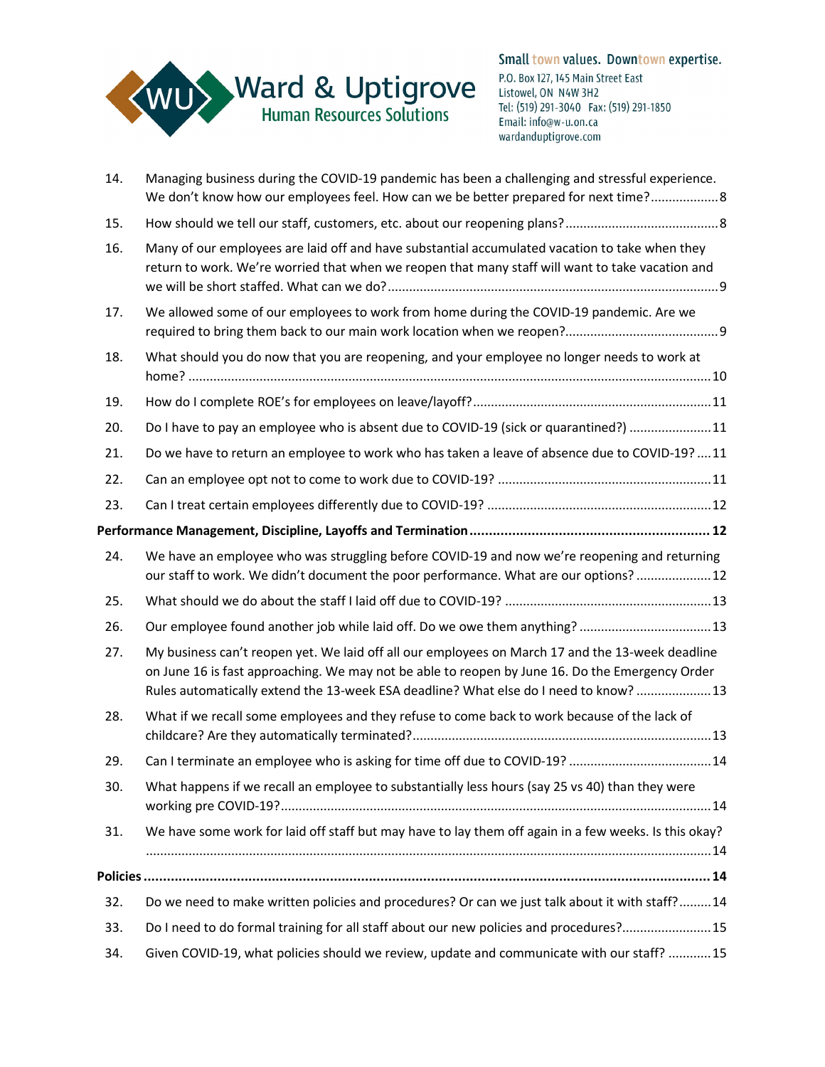14. Managing business during the COVID-19 pandemic has been a challenging and stressful experience. We don't know how our employees feel. How can we be better prepared for next time? ..... 8
15. How should we tell our staff, customers, etc. about our reopening plans? ..... 8
16. Many of our employees are laid off and have substantial accumulated vacation to take when they return to work. We're worried that when we reopen that many staff will want to take vacation and we will be short staffed. What can we do? ..... 9
17. We allowed some of our employees to work from home during the COVID-19 pandemic. Are we required to bring them back to our main work location when we reopen? ..... 9
18. What should you do now that you are reopening, and your employee no longer needs to work at home? ..... 10
19. How do I complete ROE's for employees on leave/layoff? ..... 11
20. Do I have to pay an employee who is absent due to COVID-19 (sick or quarantined?) ..... 11
21. Do we have to return an employee to work who has taken a leave of absence due to COVID-19? ..... 11
22. Can an employee opt not to come to work due to COVID-19? ..... 11
23. Can I treat certain employees differently due to COVID-19? ..... 12

**Performance Management, Discipline, Layoffs and Termination ..... 12**

24. We have an employee who was struggling before COVID-19 and now we're reopening and returning our staff to work. We didn't document the poor performance. What are our options? ..... 12
25. What should we do about the staff I laid off due to COVID-19? ..... 13
26. Our employee found another job while laid off. Do we owe them anything? ..... 13
27. My business can't reopen yet. We laid off all our employees on March 17 and the 13-week deadline on June 16 is fast approaching. We may not be able to reopen by June 16. Do the Emergency Order Rules automatically extend the 13-week ESA deadline? What else do I need to know? ..... 13
28. What if we recall some employees and they refuse to come back to work because of the lack of childcare? Are they automatically terminated? ..... 13
29. Can I terminate an employee who is asking for time off due to COVID-19? ..... 14
30. What happens if we recall an employee to substantially less hours (say 25 vs 40) than they were working pre COVID-19? ..... 14
31. We have some work for laid off staff but may have to lay them off again in a few weeks. Is this okay? ..... 14

**Policies ..... 14**

32. Do we need to make written policies and procedures? Or can we just talk about it with staff? ..... 14
33. Do I need to do formal training for all staff about our new policies and procedures? ..... 15
34. Given COVID-19, what policies should we review, update and communicate with our staff? ..... 15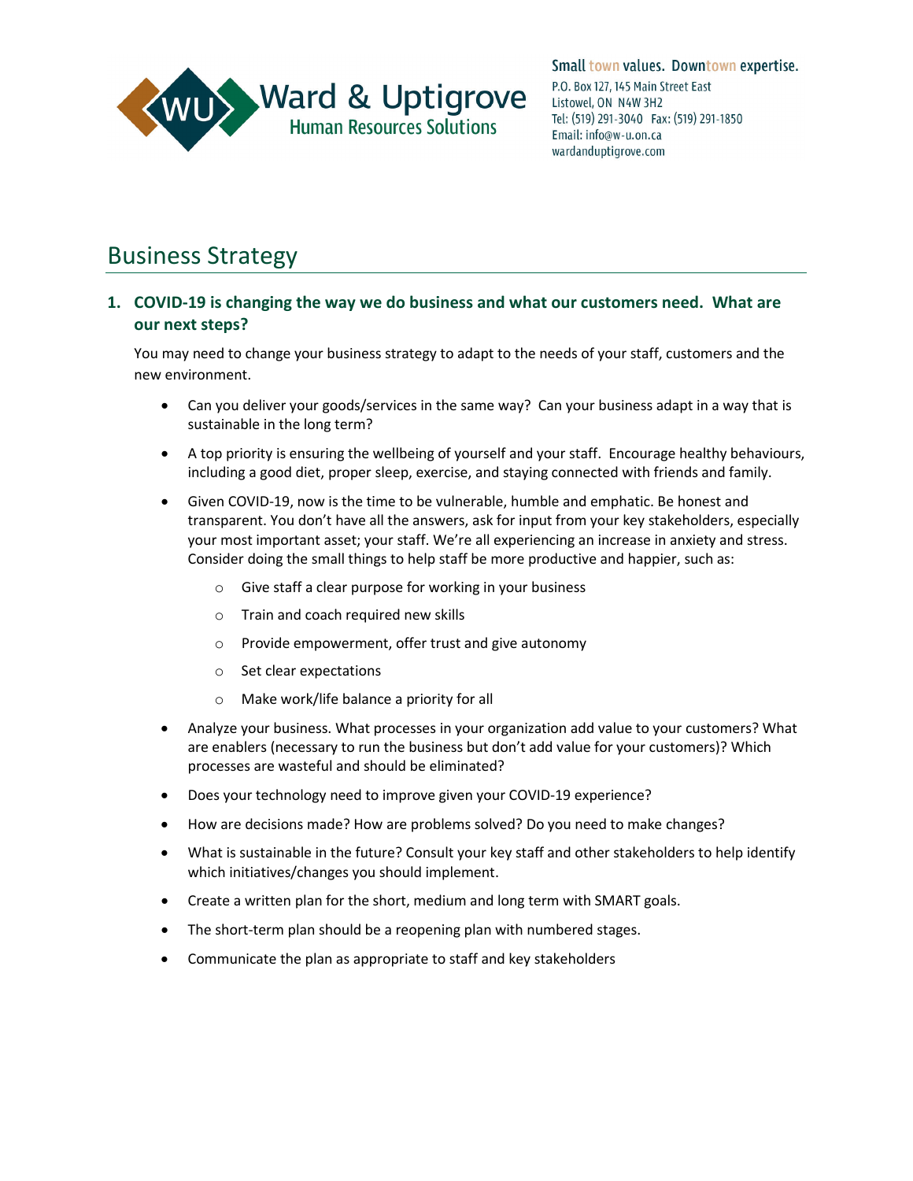# Business Strategy

## 1. COVID-19 is changing the way we do business and what our customers need. What are our next steps?

You may need to change your business strategy to adapt to the needs of your staff, customers and the new environment.

- Can you deliver your goods/services in the same way? Can your business adapt in a way that is sustainable in the long term?
- A top priority is ensuring the wellbeing of yourself and your staff. Encourage healthy behaviours, including a good diet, proper sleep, exercise, and staying connected with friends and family.
- Given COVID-19, now is the time to be vulnerable, humble and emphatic. Be honest and transparent. You don't have all the answers, ask for input from your key stakeholders, especially your most important asset; your staff. We're all experiencing an increase in anxiety and stress. Consider doing the small things to help staff be more productive and happier, such as:
  - Give staff a clear purpose for working in your business
  - Train and coach required new skills
  - Provide empowerment, offer trust and give autonomy
  - Set clear expectations
  - Make work/life balance a priority for all
- Analyze your business. What processes in your organization add value to your customers? What are enablers (necessary to run the business but don't add value for your customers)? Which processes are wasteful and should be eliminated?
- Does your technology need to improve given your COVID-19 experience?
- How are decisions made? How are problems solved? Do you need to make changes?
- What is sustainable in the future? Consult your key staff and other stakeholders to help identify which initiatives/changes you should implement.
- Create a written plan for the short, medium and long term with SMART goals.
- The short-term plan should be a reopening plan with numbered stages.
- Communicate the plan as appropriate to staff and key stakeholders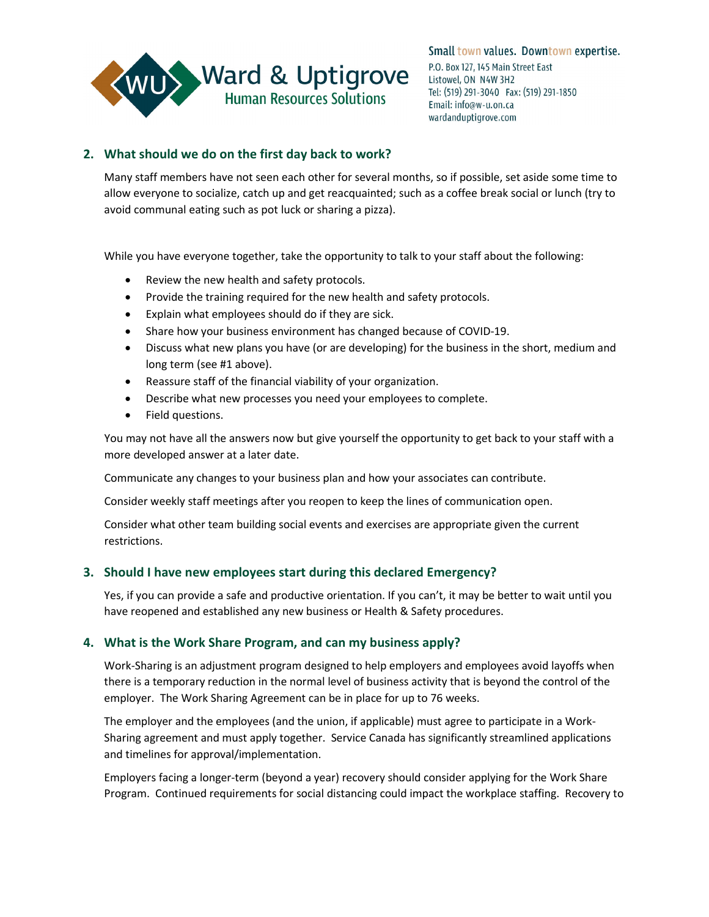## 2. What should we do on the first day back to work?

Many staff members have not seen each other for several months, so if possible, set aside some time to allow everyone to socialize, catch up and get reacquainted; such as a coffee break social or lunch (try to avoid communal eating such as pot luck or sharing a pizza).

While you have everyone together, take the opportunity to talk to your staff about the following:

- Review the new health and safety protocols.
- Provide the training required for the new health and safety protocols.
- Explain what employees should do if they are sick.
- Share how your business environment has changed because of COVID-19.
- Discuss what new plans you have (or are developing) for the business in the short, medium and long term (see #1 above).
- Reassure staff of the financial viability of your organization.
- Describe what new processes you need your employees to complete.
- Field questions.

You may not have all the answers now but give yourself the opportunity to get back to your staff with a more developed answer at a later date.

Communicate any changes to your business plan and how your associates can contribute.

Consider weekly staff meetings after you reopen to keep the lines of communication open.

Consider what other team building social events and exercises are appropriate given the current restrictions.

## 3. Should I have new employees start during this declared Emergency?

Yes, if you can provide a safe and productive orientation. If you can't, it may be better to wait until you have reopened and established any new business or Health & Safety procedures.

## 4. What is the Work Share Program, and can my business apply?

Work-Sharing is an adjustment program designed to help employers and employees avoid layoffs when there is a temporary reduction in the normal level of business activity that is beyond the control of the employer. The Work Sharing Agreement can be in place for up to 76 weeks.

The employer and the employees (and the union, if applicable) must agree to participate in a Work-Sharing agreement and must apply together. Service Canada has significantly streamlined applications and timelines for approval/implementation.

Employers facing a longer-term (beyond a year) recovery should consider applying for the Work Share Program. Continued requirements for social distancing could impact the workplace staffing. Recovery to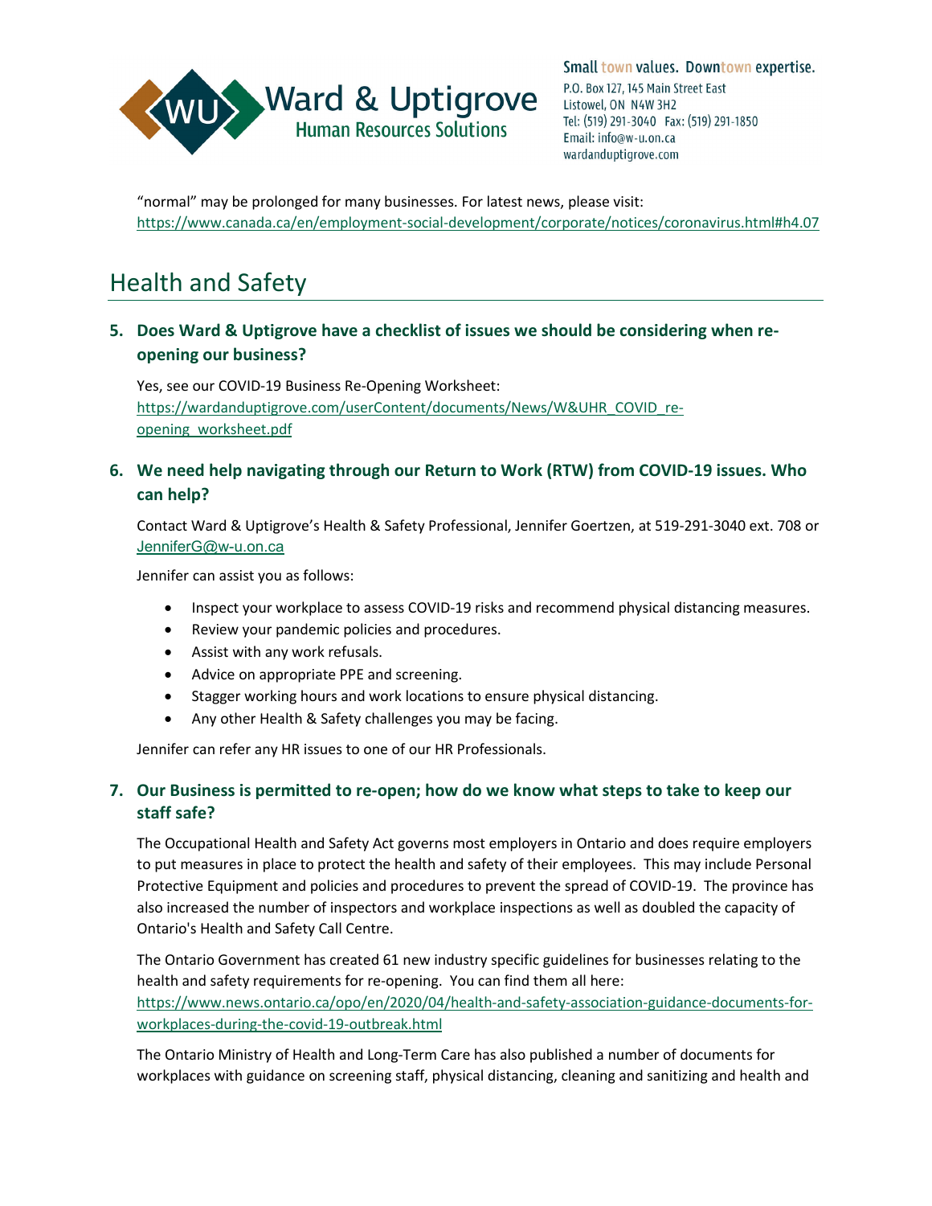"normal" may be prolonged for many businesses. For latest news, please visit: https://www.canada.ca/en/employment-social-development/corporate/notices/coronavirus.html#h4.07

# Health and Safety

### 5. Does Ward & Uptigrove have a checklist of issues we should be considering when re-opening our business?

Yes, see our COVID-19 Business Re-Opening Worksheet: https://wardanduptigrove.com/userContent/documents/News/W&UHR_COVID_re-opening_worksheet.pdf

### 6. We need help navigating through our Return to Work (RTW) from COVID-19 issues. Who can help?

Contact Ward & Uptigrove's Health & Safety Professional, Jennifer Goertzen, at 519-291-3040 ext. 708 or JenniferG@w-u.on.ca

Jennifer can assist you as follows:

- Inspect your workplace to assess COVID-19 risks and recommend physical distancing measures.
- Review your pandemic policies and procedures.
- Assist with any work refusals.
- Advice on appropriate PPE and screening.
- Stagger working hours and work locations to ensure physical distancing.
- Any other Health & Safety challenges you may be facing.

Jennifer can refer any HR issues to one of our HR Professionals.

### 7. Our Business is permitted to re-open; how do we know what steps to take to keep our staff safe?

The Occupational Health and Safety Act governs most employers in Ontario and does require employers to put measures in place to protect the health and safety of their employees. This may include Personal Protective Equipment and policies and procedures to prevent the spread of COVID-19. The province has also increased the number of inspectors and workplace inspections as well as doubled the capacity of Ontario's Health and Safety Call Centre.

The Ontario Government has created 61 new industry specific guidelines for businesses relating to the health and safety requirements for re-opening. You can find them all here: https://www.news.ontario.ca/opo/en/2020/04/health-and-safety-association-guidance-documents-for-workplaces-during-the-covid-19-outbreak.html

The Ontario Ministry of Health and Long-Term Care has also published a number of documents for workplaces with guidance on screening staff, physical distancing, cleaning and sanitizing and health and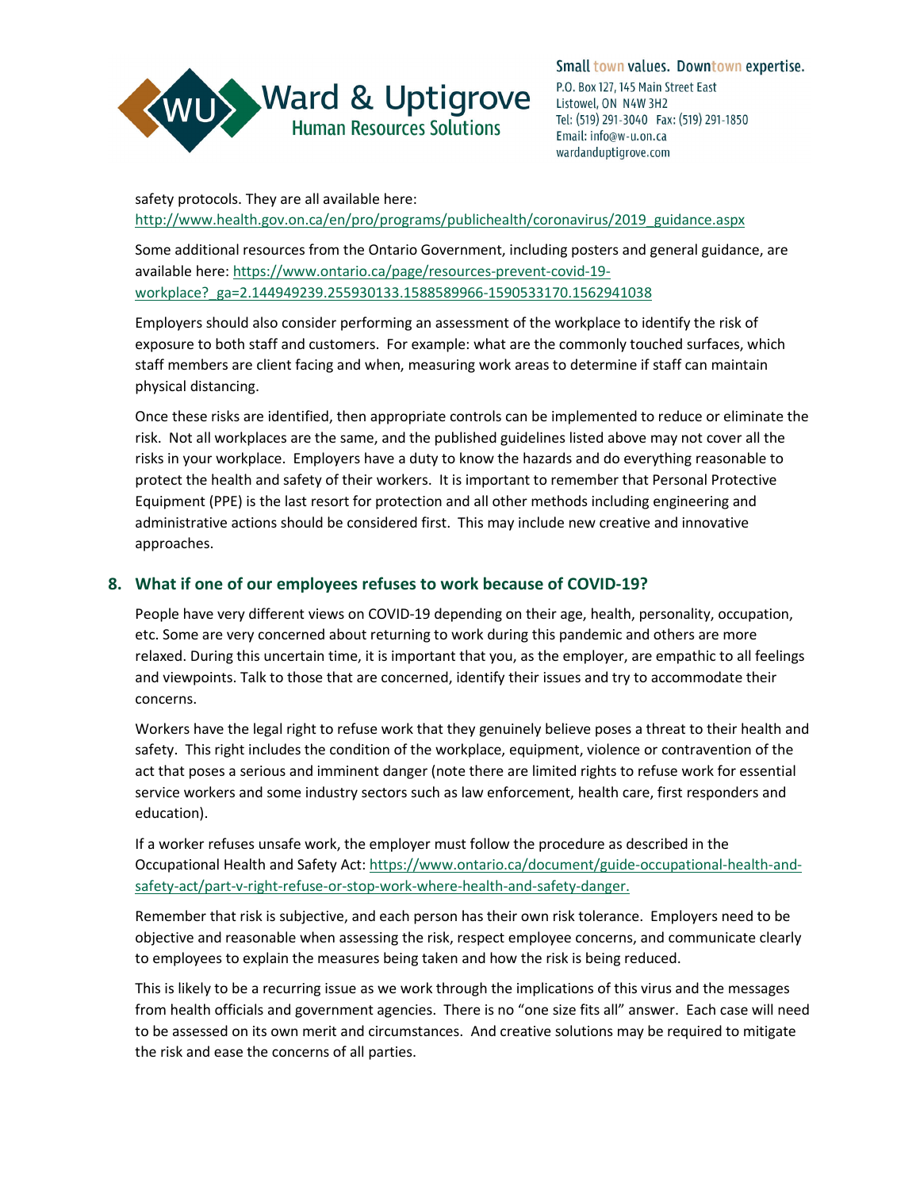safety protocols. They are all available here: http://www.health.gov.on.ca/en/pro/programs/publichealth/coronavirus/2019_guidance.aspx

Some additional resources from the Ontario Government, including posters and general guidance, are available here: https://www.ontario.ca/page/resources-prevent-covid-19-workplace?_ga=2.144949239.255930133.1588589966-1590533170.1562941038

Employers should also consider performing an assessment of the workplace to identify the risk of exposure to both staff and customers. For example: what are the commonly touched surfaces, which staff members are client facing and when, measuring work areas to determine if staff can maintain physical distancing.

Once these risks are identified, then appropriate controls can be implemented to reduce or eliminate the risk. Not all workplaces are the same, and the published guidelines listed above may not cover all the risks in your workplace. Employers have a duty to know the hazards and do everything reasonable to protect the health and safety of their workers. It is important to remember that Personal Protective Equipment (PPE) is the last resort for protection and all other methods including engineering and administrative actions should be considered first. This may include new creative and innovative approaches.

## 8. What if one of our employees refuses to work because of COVID-19?

People have very different views on COVID-19 depending on their age, health, personality, occupation, etc. Some are very concerned about returning to work during this pandemic and others are more relaxed. During this uncertain time, it is important that you, as the employer, are empathic to all feelings and viewpoints. Talk to those that are concerned, identify their issues and try to accommodate their concerns.

Workers have the legal right to refuse work that they genuinely believe poses a threat to their health and safety. This right includes the condition of the workplace, equipment, violence or contravention of the act that poses a serious and imminent danger (note there are limited rights to refuse work for essential service workers and some industry sectors such as law enforcement, health care, first responders and education).

If a worker refuses unsafe work, the employer must follow the procedure as described in the Occupational Health and Safety Act: https://www.ontario.ca/document/guide-occupational-health-and-safety-act/part-v-right-refuse-or-stop-work-where-health-and-safety-danger.

Remember that risk is subjective, and each person has their own risk tolerance. Employers need to be objective and reasonable when assessing the risk, respect employee concerns, and communicate clearly to employees to explain the measures being taken and how the risk is being reduced.

This is likely to be a recurring issue as we work through the implications of this virus and the messages from health officials and government agencies. There is no "one size fits all" answer. Each case will need to be assessed on its own merit and circumstances. And creative solutions may be required to mitigate the risk and ease the concerns of all parties.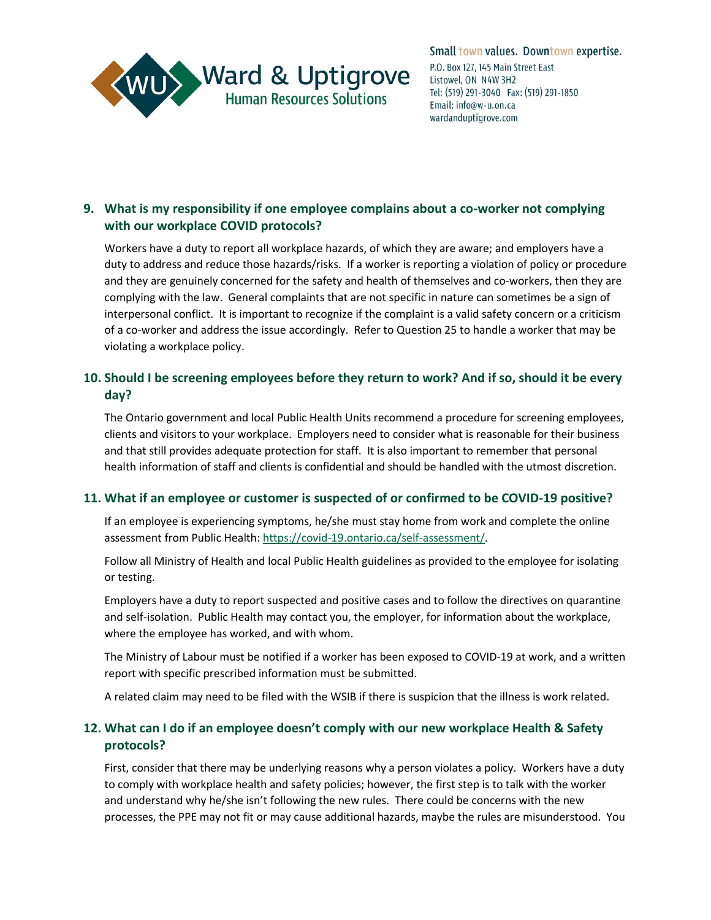### 9. What is my responsibility if one employee complains about a co-worker not complying with our workplace COVID protocols?

Workers have a duty to report all workplace hazards, of which they are aware; and employers have a duty to address and reduce those hazards/risks. If a worker is reporting a violation of policy or procedure and they are genuinely concerned for the safety and health of themselves and co-workers, then they are complying with the law. General complaints that are not specific in nature can sometimes be a sign of interpersonal conflict. It is important to recognize if the complaint is a valid safety concern or a criticism of a co-worker and address the issue accordingly. Refer to Question 25 to handle a worker that may be violating a workplace policy.

### 10. Should I be screening employees before they return to work? And if so, should it be every day?

The Ontario government and local Public Health Units recommend a procedure for screening employees, clients and visitors to your workplace. Employers need to consider what is reasonable for their business and that still provides adequate protection for staff. It is also important to remember that personal health information of staff and clients is confidential and should be handled with the utmost discretion.

### 11. What if an employee or customer is suspected of or confirmed to be COVID-19 positive?

If an employee is experiencing symptoms, he/she must stay home from work and complete the online assessment from Public Health: https://covid-19.ontario.ca/self-assessment/.

Follow all Ministry of Health and local Public Health guidelines as provided to the employee for isolating or testing.

Employers have a duty to report suspected and positive cases and to follow the directives on quarantine and self-isolation. Public Health may contact you, the employer, for information about the workplace, where the employee has worked, and with whom.

The Ministry of Labour must be notified if a worker has been exposed to COVID-19 at work, and a written report with specific prescribed information must be submitted.

A related claim may need to be filed with the WSIB if there is suspicion that the illness is work related.

### 12. What can I do if an employee doesn't comply with our new workplace Health & Safety protocols?

First, consider that there may be underlying reasons why a person violates a policy. Workers have a duty to comply with workplace health and safety policies; however, the first step is to talk with the worker and understand why he/she isn't following the new rules. There could be concerns with the new processes, the PPE may not fit or may cause additional hazards, maybe the rules are misunderstood. You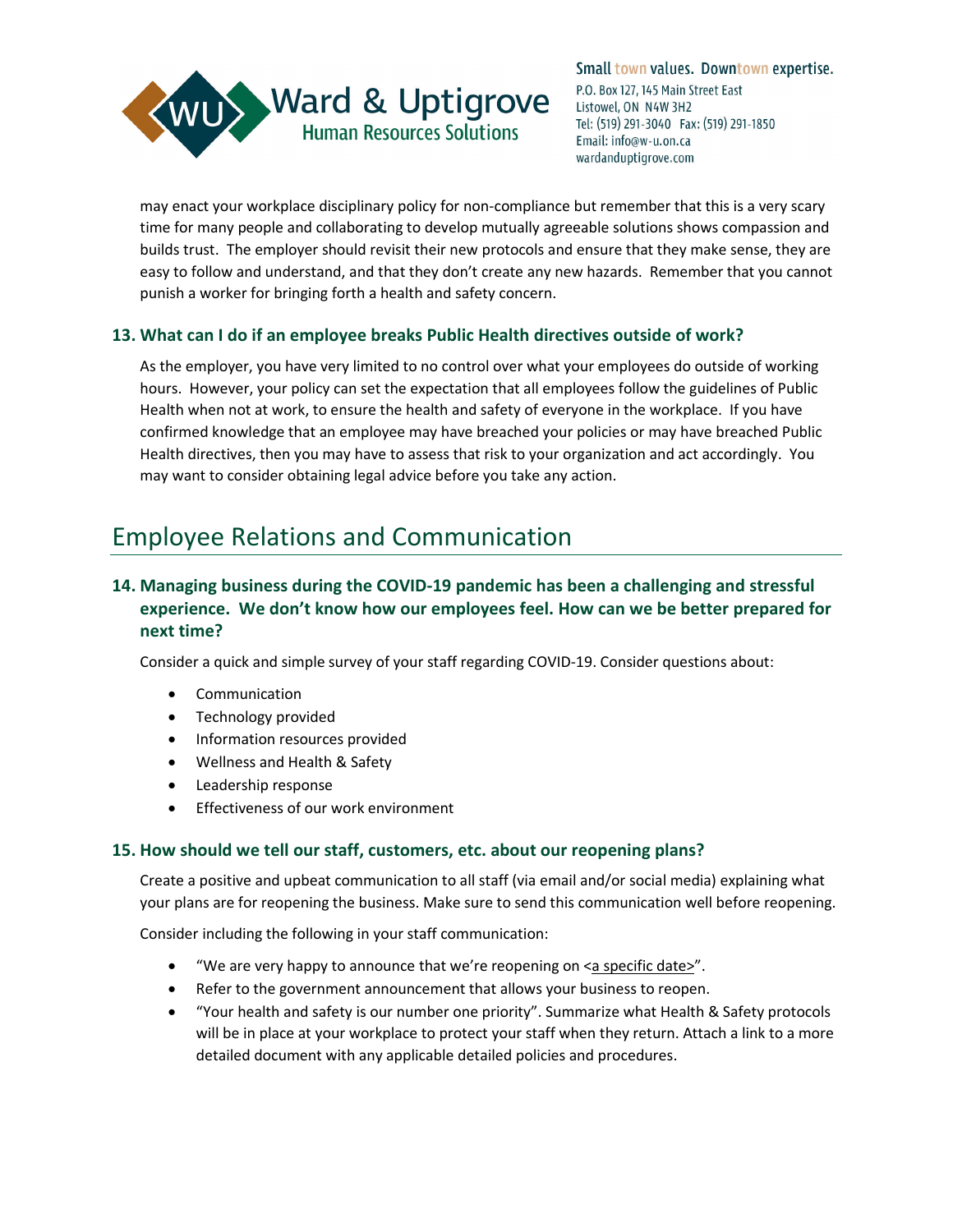may enact your workplace disciplinary policy for non-compliance but remember that this is a very scary time for many people and collaborating to develop mutually agreeable solutions shows compassion and builds trust. The employer should revisit their new protocols and ensure that they make sense, they are easy to follow and understand, and that they don't create any new hazards. Remember that you cannot punish a worker for bringing forth a health and safety concern.

### 13. What can I do if an employee breaks Public Health directives outside of work?

As the employer, you have very limited to no control over what your employees do outside of working hours. However, your policy can set the expectation that all employees follow the guidelines of Public Health when not at work, to ensure the health and safety of everyone in the workplace. If you have confirmed knowledge that an employee may have breached your policies or may have breached Public Health directives, then you may have to assess that risk to your organization and act accordingly. You may want to consider obtaining legal advice before you take any action.

## Employee Relations and Communication

### 14. Managing business during the COVID-19 pandemic has been a challenging and stressful experience. We don't know how our employees feel. How can we be better prepared for next time?

Consider a quick and simple survey of your staff regarding COVID-19. Consider questions about:

- Communication
- Technology provided
- Information resources provided
- Wellness and Health & Safety
- Leadership response
- Effectiveness of our work environment

### 15. How should we tell our staff, customers, etc. about our reopening plans?

Create a positive and upbeat communication to all staff (via email and/or social media) explaining what your plans are for reopening the business. Make sure to send this communication well before reopening.

Consider including the following in your staff communication:

- "We are very happy to announce that we're reopening on <a specific date>".
- Refer to the government announcement that allows your business to reopen.
- "Your health and safety is our number one priority". Summarize what Health & Safety protocols will be in place at your workplace to protect your staff when they return. Attach a link to a more detailed document with any applicable detailed policies and procedures.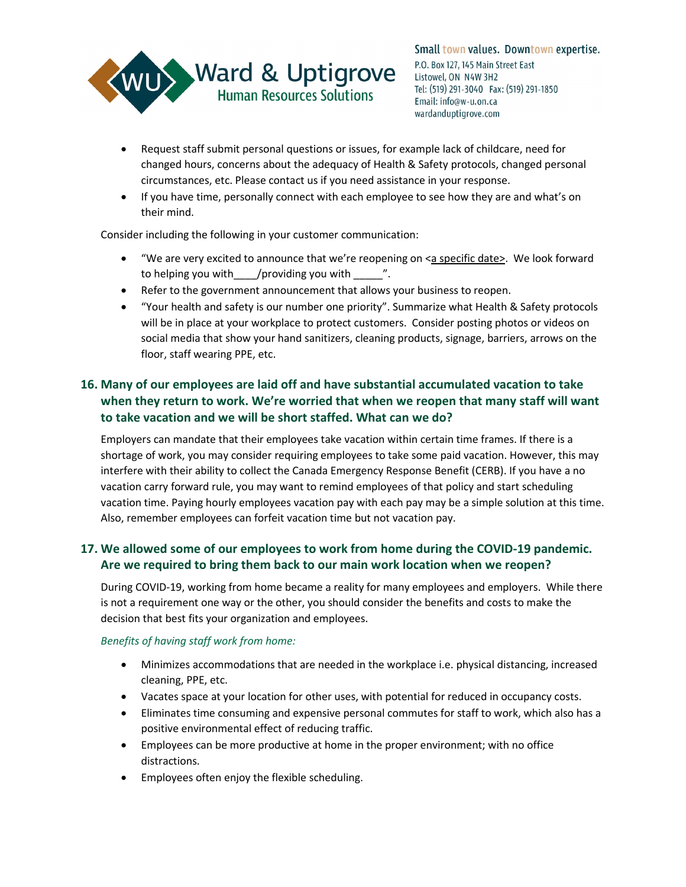- Request staff submit personal questions or issues, for example lack of childcare, need for changed hours, concerns about the adequacy of Health & Safety protocols, changed personal circumstances, etc. Please contact us if you need assistance in your response.
- If you have time, personally connect with each employee to see how they are and what's on their mind.

Consider including the following in your customer communication:

- "We are very excited to announce that we're reopening on <a specific date>. We look forward to helping you with____/providing you with _____".
- Refer to the government announcement that allows your business to reopen.
- "Your health and safety is our number one priority". Summarize what Health & Safety protocols will be in place at your workplace to protect customers. Consider posting photos or videos on social media that show your hand sanitizers, cleaning products, signage, barriers, arrows on the floor, staff wearing PPE, etc.

## 16. Many of our employees are laid off and have substantial accumulated vacation to take when they return to work. We're worried that when we reopen that many staff will want to take vacation and we will be short staffed. What can we do?

Employers can mandate that their employees take vacation within certain time frames. If there is a shortage of work, you may consider requiring employees to take some paid vacation. However, this may interfere with their ability to collect the Canada Emergency Response Benefit (CERB). If you have a no vacation carry forward rule, you may want to remind employees of that policy and start scheduling vacation time. Paying hourly employees vacation pay with each pay may be a simple solution at this time. Also, remember employees can forfeit vacation time but not vacation pay.

## 17. We allowed some of our employees to work from home during the COVID-19 pandemic. Are we required to bring them back to our main work location when we reopen?

During COVID-19, working from home became a reality for many employees and employers. While there is not a requirement one way or the other, you should consider the benefits and costs to make the decision that best fits your organization and employees.

*Benefits of having staff work from home:*

- Minimizes accommodations that are needed in the workplace i.e. physical distancing, increased cleaning, PPE, etc.
- Vacates space at your location for other uses, with potential for reduced in occupancy costs.
- Eliminates time consuming and expensive personal commutes for staff to work, which also has a positive environmental effect of reducing traffic.
- Employees can be more productive at home in the proper environment; with no office distractions.
- Employees often enjoy the flexible scheduling.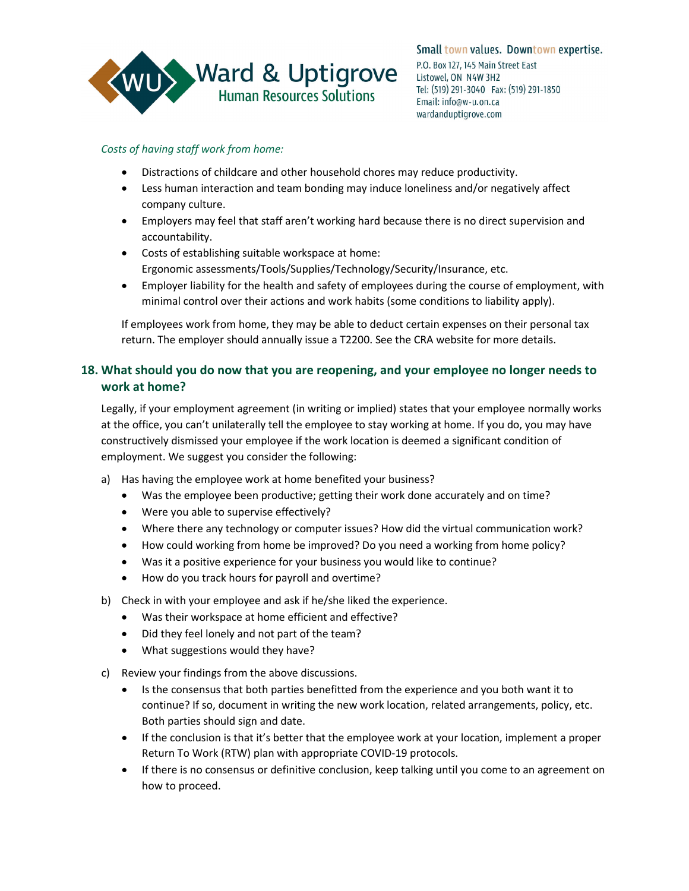*Costs of having staff work from home:*

- Distractions of childcare and other household chores may reduce productivity.
- Less human interaction and team bonding may induce loneliness and/or negatively affect company culture.
- Employers may feel that staff aren't working hard because there is no direct supervision and accountability.
- Costs of establishing suitable workspace at home: Ergonomic assessments/Tools/Supplies/Technology/Security/Insurance, etc.
- Employer liability for the health and safety of employees during the course of employment, with minimal control over their actions and work habits (some conditions to liability apply).

If employees work from home, they may be able to deduct certain expenses on their personal tax return. The employer should annually issue a T2200. See the CRA website for more details.

## 18. What should you do now that you are reopening, and your employee no longer needs to work at home?

Legally, if your employment agreement (in writing or implied) states that your employee normally works at the office, you can't unilaterally tell the employee to stay working at home. If you do, you may have constructively dismissed your employee if the work location is deemed a significant condition of employment. We suggest you consider the following:

a) Has having the employee work at home benefited your business?
   - Was the employee been productive; getting their work done accurately and on time?
   - Were you able to supervise effectively?
   - Where there any technology or computer issues? How did the virtual communication work?
   - How could working from home be improved? Do you need a working from home policy?
   - Was it a positive experience for your business you would like to continue?
   - How do you track hours for payroll and overtime?

b) Check in with your employee and ask if he/she liked the experience.
   - Was their workspace at home efficient and effective?
   - Did they feel lonely and not part of the team?
   - What suggestions would they have?

c) Review your findings from the above discussions.
   - Is the consensus that both parties benefitted from the experience and you both want it to continue? If so, document in writing the new work location, related arrangements, policy, etc. Both parties should sign and date.
   - If the conclusion is that it's better that the employee work at your location, implement a proper Return To Work (RTW) plan with appropriate COVID-19 protocols.
   - If there is no consensus or definitive conclusion, keep talking until you come to an agreement on how to proceed.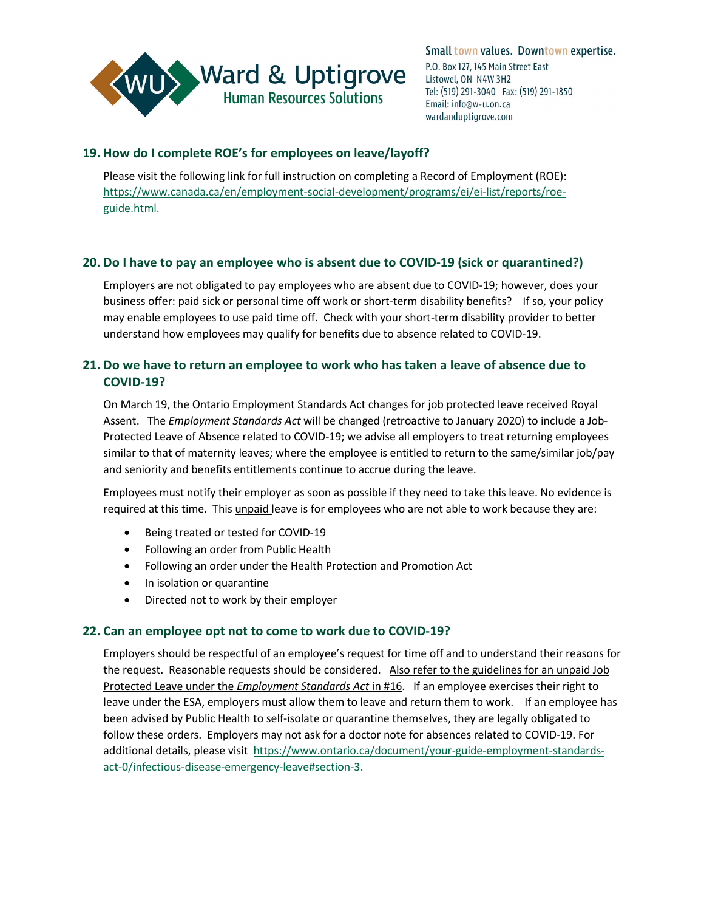## 19. How do I complete ROE's for employees on leave/layoff?

Please visit the following link for full instruction on completing a Record of Employment (ROE): https://www.canada.ca/en/employment-social-development/programs/ei/ei-list/reports/roe-guide.html.

## 20. Do I have to pay an employee who is absent due to COVID-19 (sick or quarantined?)

Employers are not obligated to pay employees who are absent due to COVID-19; however, does your business offer: paid sick or personal time off work or short-term disability benefits? If so, your policy may enable employees to use paid time off. Check with your short-term disability provider to better understand how employees may qualify for benefits due to absence related to COVID-19.

## 21. Do we have to return an employee to work who has taken a leave of absence due to COVID-19?

On March 19, the Ontario Employment Standards Act changes for job protected leave received Royal Assent. The *Employment Standards Act* will be changed (retroactive to January 2020) to include a Job-Protected Leave of Absence related to COVID-19; we advise all employers to treat returning employees similar to that of maternity leaves; where the employee is entitled to return to the same/similar job/pay and seniority and benefits entitlements continue to accrue during the leave.

Employees must notify their employer as soon as possible if they need to take this leave. No evidence is required at this time. This unpaid leave is for employees who are not able to work because they are:

- Being treated or tested for COVID-19
- Following an order from Public Health
- Following an order under the Health Protection and Promotion Act
- In isolation or quarantine
- Directed not to work by their employer

## 22. Can an employee opt not to come to work due to COVID-19?

Employers should be respectful of an employee's request for time off and to understand their reasons for the request. Reasonable requests should be considered. Also refer to the guidelines for an unpaid Job Protected Leave under the *Employment Standards Act* in #16. If an employee exercises their right to leave under the ESA, employers must allow them to leave and return them to work. If an employee has been advised by Public Health to self-isolate or quarantine themselves, they are legally obligated to follow these orders. Employers may not ask for a doctor note for absences related to COVID-19. For additional details, please visit https://www.ontario.ca/document/your-guide-employment-standards-act-0/infectious-disease-emergency-leave#section-3.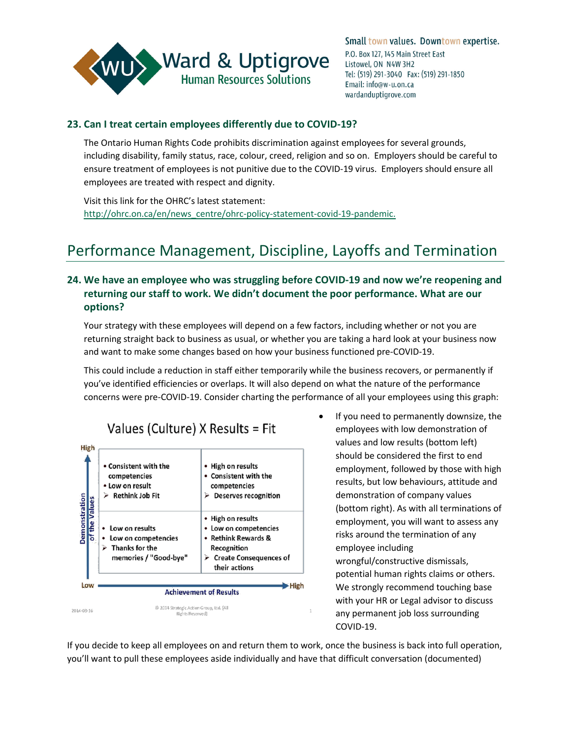### 23. Can I treat certain employees differently due to COVID-19?

The Ontario Human Rights Code prohibits discrimination against employees for several grounds, including disability, family status, race, colour, creed, religion and so on. Employers should be careful to ensure treatment of employees is not punitive due to the COVID-19 virus. Employers should ensure all employees are treated with respect and dignity.

Visit this link for the OHRC's latest statement: http://ohrc.on.ca/en/news_centre/ohrc-policy-statement-covid-19-pandemic.

# Performance Management, Discipline, Layoffs and Termination

### 24. We have an employee who was struggling before COVID-19 and now we're reopening and returning our staff to work. We didn't document the poor performance. What are our options?

Your strategy with these employees will depend on a few factors, including whether or not you are returning straight back to business as usual, or whether you are taking a hard look at your business now and want to make some changes based on how your business functioned pre-COVID-19.

This could include a reduction in staff either temporarily while the business recovers, or permanently if you've identified efficiencies or overlaps. It will also depend on what the nature of the performance concerns were pre-COVID-19. Consider charting the performance of all your employees using this graph:

**Values (Culture) X Results = Fit**

| Demonstration of the Values ↓ / Achievement of Results → | Low | High |
|---|---|---|
| High | • Consistent with the competencies<br>• Low on result<br>➢ Rethink Job Fit | • High on results<br>• Consistent with the competencies<br>➢ Deserves recognition |
| Low | • Low on results<br>• Low on competencies<br>➢ Thanks for the memories / "Good-bye" | • High on results<br>• Low on competencies<br>• Rethink Rewards & Recognition<br>➢ Create Consequences of their actions |

2014-03-16 © 2014 Strategic Action Group, Ltd. [All Rights Reserved]

- If you need to permanently downsize, the employees with low demonstration of values and low results (bottom left) should be considered the first to end employment, followed by those with high results, but low behaviours, attitude and demonstration of company values (bottom right). As with all terminations of employment, you will want to assess any risks around the termination of any employee including wrongful/constructive dismissals, potential human rights claims or others. We strongly recommend touching base with your HR or Legal advisor to discuss any permanent job loss surrounding COVID-19.

If you decide to keep all employees on and return them to work, once the business is back into full operation, you'll want to pull these employees aside individually and have that difficult conversation (documented)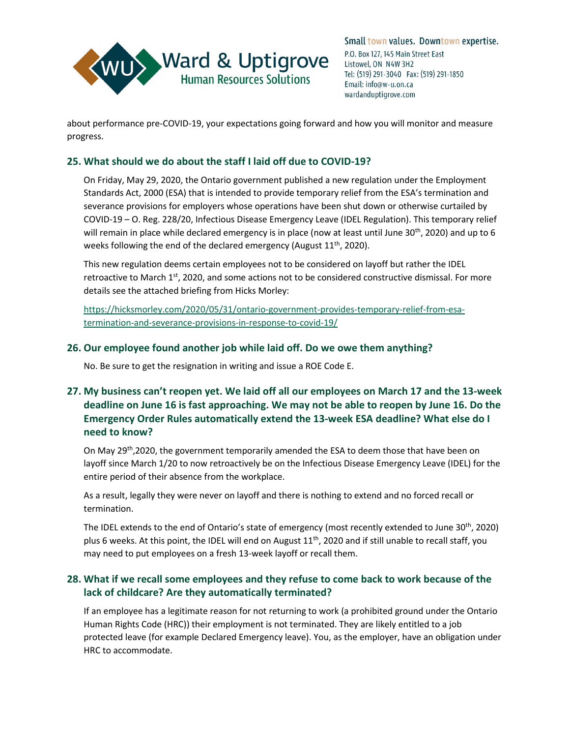about performance pre-COVID-19, your expectations going forward and how you will monitor and measure progress.

### 25. What should we do about the staff I laid off due to COVID-19?

On Friday, May 29, 2020, the Ontario government published a new regulation under the Employment Standards Act, 2000 (ESA) that is intended to provide temporary relief from the ESA's termination and severance provisions for employers whose operations have been shut down or otherwise curtailed by COVID-19 – O. Reg. 228/20, Infectious Disease Emergency Leave (IDEL Regulation). This temporary relief will remain in place while declared emergency is in place (now at least until June 30th, 2020) and up to 6 weeks following the end of the declared emergency (August 11th, 2020).

This new regulation deems certain employees not to be considered on layoff but rather the IDEL retroactive to March 1st, 2020, and some actions not to be considered constructive dismissal. For more details see the attached briefing from Hicks Morley:

https://hicksmorley.com/2020/05/31/ontario-government-provides-temporary-relief-from-esa-termination-and-severance-provisions-in-response-to-covid-19/

### 26. Our employee found another job while laid off. Do we owe them anything?

No. Be sure to get the resignation in writing and issue a ROE Code E.

### 27. My business can't reopen yet. We laid off all our employees on March 17 and the 13-week deadline on June 16 is fast approaching. We may not be able to reopen by June 16. Do the Emergency Order Rules automatically extend the 13-week ESA deadline? What else do I need to know?

On May 29th,2020, the government temporarily amended the ESA to deem those that have been on layoff since March 1/20 to now retroactively be on the Infectious Disease Emergency Leave (IDEL) for the entire period of their absence from the workplace.

As a result, legally they were never on layoff and there is nothing to extend and no forced recall or termination.

The IDEL extends to the end of Ontario's state of emergency (most recently extended to June 30th, 2020) plus 6 weeks. At this point, the IDEL will end on August 11th, 2020 and if still unable to recall staff, you may need to put employees on a fresh 13-week layoff or recall them.

### 28. What if we recall some employees and they refuse to come back to work because of the lack of childcare? Are they automatically terminated?

If an employee has a legitimate reason for not returning to work (a prohibited ground under the Ontario Human Rights Code (HRC)) their employment is not terminated. They are likely entitled to a job protected leave (for example Declared Emergency leave). You, as the employer, have an obligation under HRC to accommodate.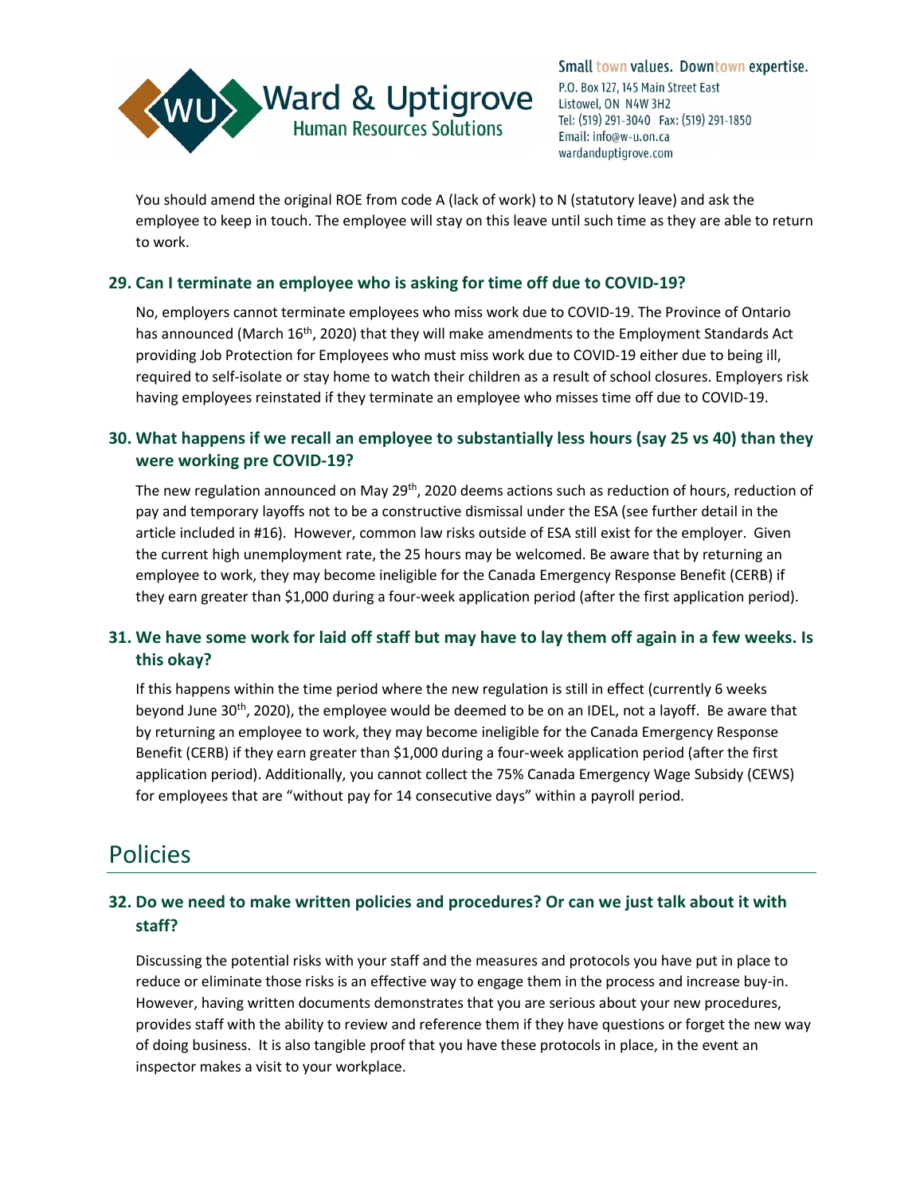You should amend the original ROE from code A (lack of work) to N (statutory leave) and ask the employee to keep in touch. The employee will stay on this leave until such time as they are able to return to work.

### 29. Can I terminate an employee who is asking for time off due to COVID-19?

No, employers cannot terminate employees who miss work due to COVID-19. The Province of Ontario has announced (March 16th, 2020) that they will make amendments to the Employment Standards Act providing Job Protection for Employees who must miss work due to COVID-19 either due to being ill, required to self-isolate or stay home to watch their children as a result of school closures. Employers risk having employees reinstated if they terminate an employee who misses time off due to COVID-19.

### 30. What happens if we recall an employee to substantially less hours (say 25 vs 40) than they were working pre COVID-19?

The new regulation announced on May 29th, 2020 deems actions such as reduction of hours, reduction of pay and temporary layoffs not to be a constructive dismissal under the ESA (see further detail in the article included in #16). However, common law risks outside of ESA still exist for the employer. Given the current high unemployment rate, the 25 hours may be welcomed. Be aware that by returning an employee to work, they may become ineligible for the Canada Emergency Response Benefit (CERB) if they earn greater than $1,000 during a four-week application period (after the first application period).

### 31. We have some work for laid off staff but may have to lay them off again in a few weeks. Is this okay?

If this happens within the time period where the new regulation is still in effect (currently 6 weeks beyond June 30th, 2020), the employee would be deemed to be on an IDEL, not a layoff. Be aware that by returning an employee to work, they may become ineligible for the Canada Emergency Response Benefit (CERB) if they earn greater than $1,000 during a four-week application period (after the first application period). Additionally, you cannot collect the 75% Canada Emergency Wage Subsidy (CEWS) for employees that are "without pay for 14 consecutive days" within a payroll period.

## Policies

### 32. Do we need to make written policies and procedures? Or can we just talk about it with staff?

Discussing the potential risks with your staff and the measures and protocols you have put in place to reduce or eliminate those risks is an effective way to engage them in the process and increase buy-in. However, having written documents demonstrates that you are serious about your new procedures, provides staff with the ability to review and reference them if they have questions or forget the new way of doing business. It is also tangible proof that you have these protocols in place, in the event an inspector makes a visit to your workplace.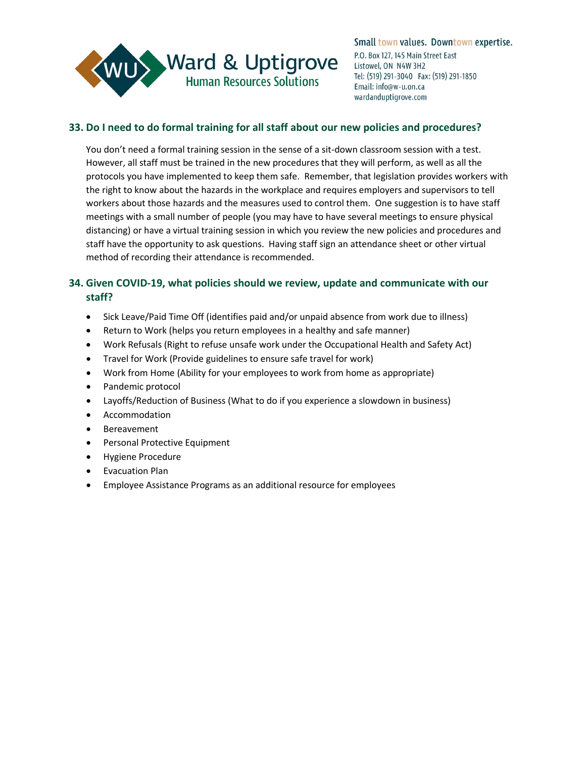## 33. Do I need to do formal training for all staff about our new policies and procedures?

You don't need a formal training session in the sense of a sit-down classroom session with a test. However, all staff must be trained in the new procedures that they will perform, as well as all the protocols you have implemented to keep them safe. Remember, that legislation provides workers with the right to know about the hazards in the workplace and requires employers and supervisors to tell workers about those hazards and the measures used to control them. One suggestion is to have staff meetings with a small number of people (you may have to have several meetings to ensure physical distancing) or have a virtual training session in which you review the new policies and procedures and staff have the opportunity to ask questions. Having staff sign an attendance sheet or other virtual method of recording their attendance is recommended.

## 34. Given COVID-19, what policies should we review, update and communicate with our staff?

- Sick Leave/Paid Time Off (identifies paid and/or unpaid absence from work due to illness)
- Return to Work (helps you return employees in a healthy and safe manner)
- Work Refusals (Right to refuse unsafe work under the Occupational Health and Safety Act)
- Travel for Work (Provide guidelines to ensure safe travel for work)
- Work from Home (Ability for your employees to work from home as appropriate)
- Pandemic protocol
- Layoffs/Reduction of Business (What to do if you experience a slowdown in business)
- Accommodation
- Bereavement
- Personal Protective Equipment
- Hygiene Procedure
- Evacuation Plan
- Employee Assistance Programs as an additional resource for employees